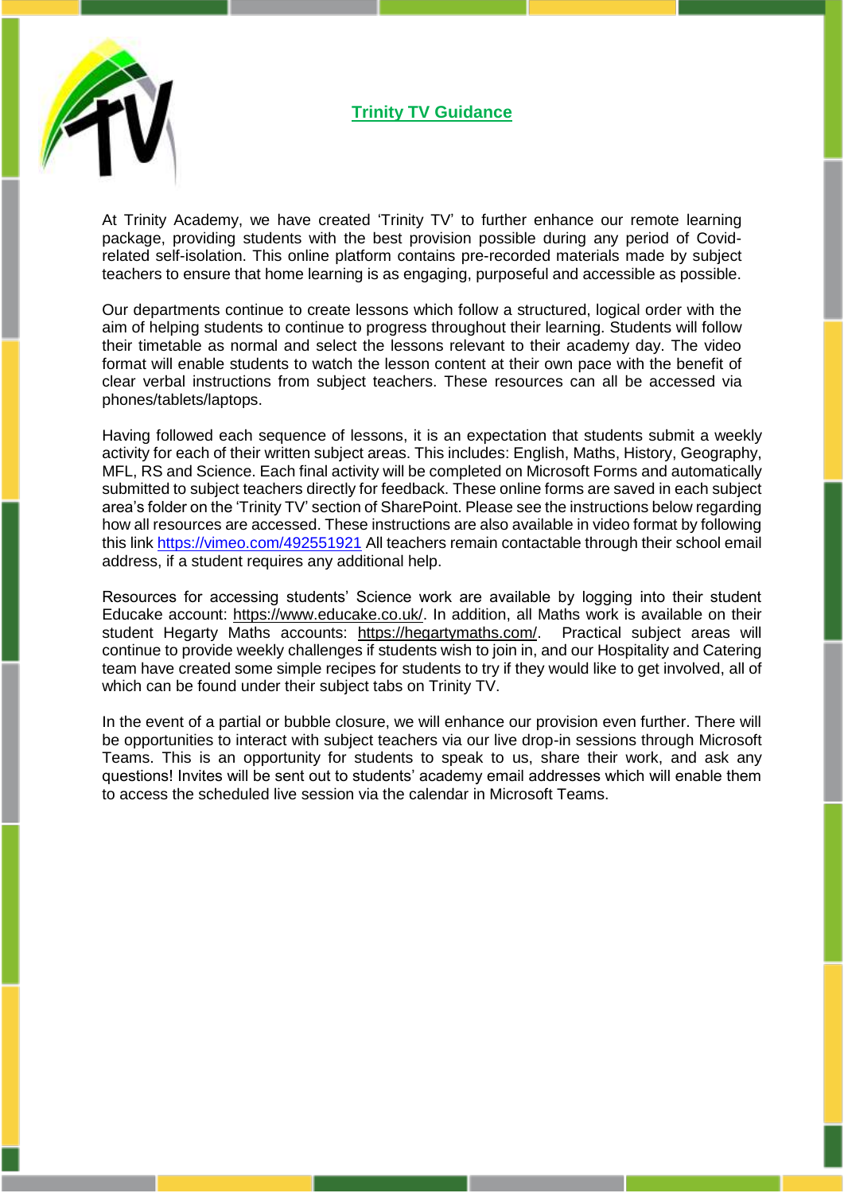# Trinity TV Guidance

At Trinity Academy, we have created 'Trinity TV' to further enhance our remote learning package, providing students with the best provision possible during any period of Covid-related self-isolation. This online platform contains pre-recorded materials made by subject teachers to ensure that home learning is as engaging, purposeful and accessible as possible.

Our departments continue to create lessons which follow a structured, logical order with the aim of helping students to continue to progress throughout their learning. Students will follow their timetable as normal and select the lessons relevant to their academy day. The video format will enable students to watch the lesson content at their own pace with the benefit of clear verbal instructions from subject teachers. These resources can all be accessed via phones/tablets/laptops.

Having followed each sequence of lessons, it is an expectation that students submit a weekly activity for each of their written subject areas. This includes: English, Maths, History, Geography, MFL, RS and Science. Each final activity will be completed on Microsoft Forms and automatically submitted to subject teachers directly for feedback. These online forms are saved in each subject area's folder on the 'Trinity TV' section of SharePoint. Please see the instructions below regarding how all resources are accessed. These instructions are also available in video format by following this link https://vimeo.com/492551921 All teachers remain contactable through their school email address, if a student requires any additional help.

Resources for accessing students' Science work are available by logging into their student Educake account: https://www.educake.co.uk/. In addition, all Maths work is available on their student Hegarty Maths accounts: https://hegartymaths.com/. Practical subject areas will continue to provide weekly challenges if students wish to join in, and our Hospitality and Catering team have created some simple recipes for students to try if they would like to get involved, all of which can be found under their subject tabs on Trinity TV.

In the event of a partial or bubble closure, we will enhance our provision even further. There will be opportunities to interact with subject teachers via our live drop-in sessions through Microsoft Teams. This is an opportunity for students to speak to us, share their work, and ask any questions! Invites will be sent out to students' academy email addresses which will enable them to access the scheduled live session via the calendar in Microsoft Teams.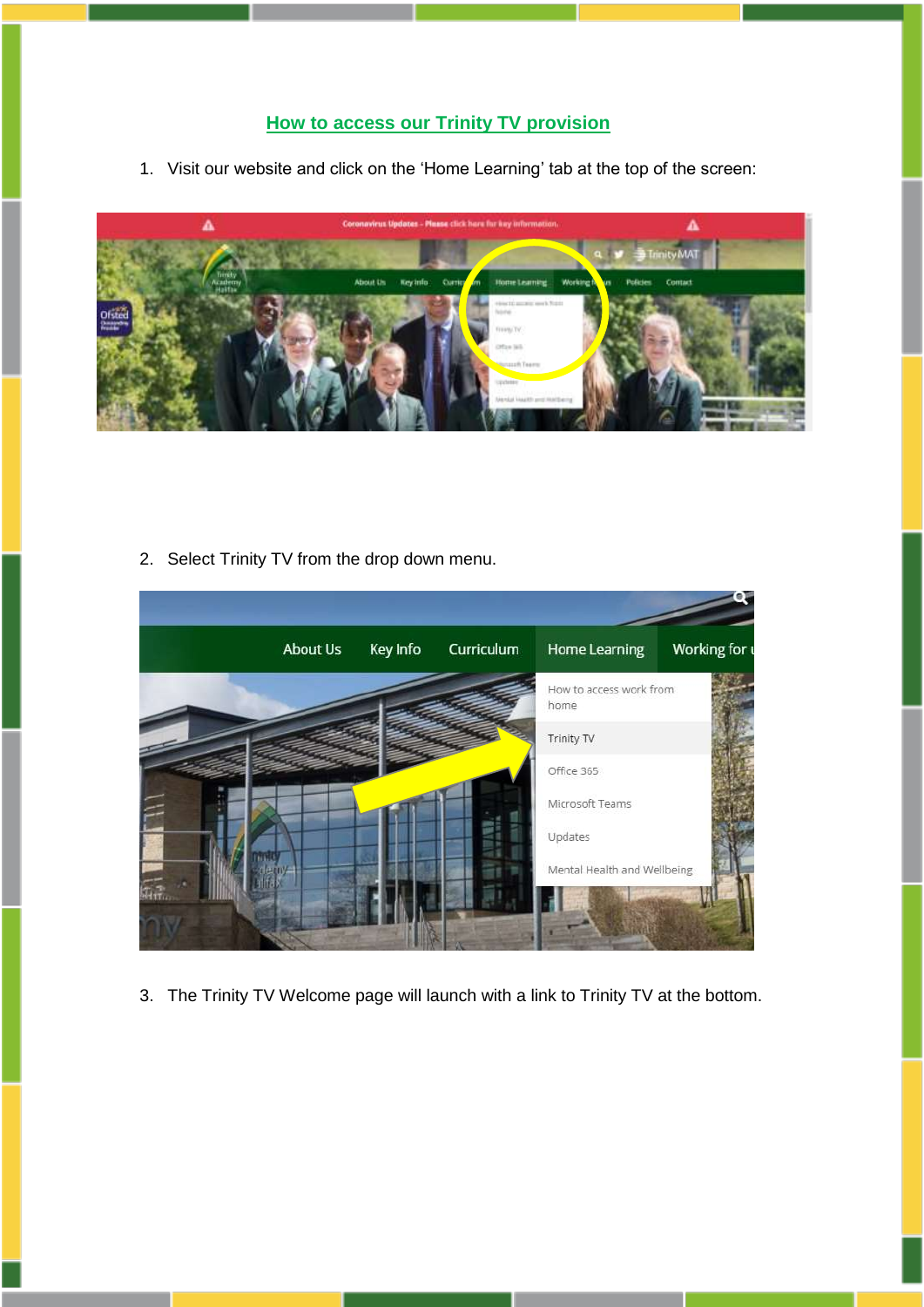## How to access our Trinity TV provision

1. Visit our website and click on the 'Home Learning' tab at the top of the screen:

2. Select Trinity TV from the drop down menu.

3. The Trinity TV Welcome page will launch with a link to Trinity TV at the bottom.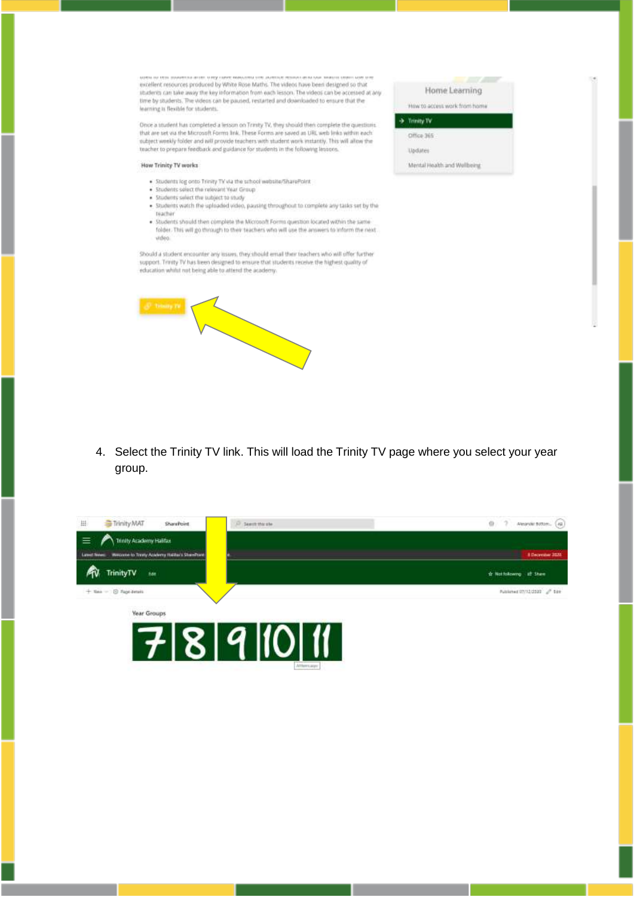4. Select the Trinity TV link. This will load the Trinity TV page where you select your year group.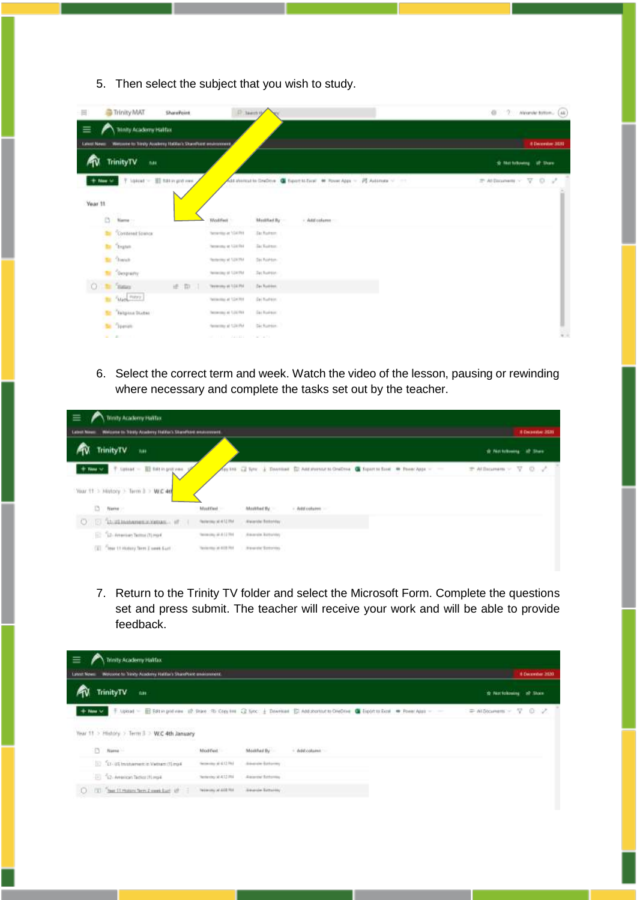5. Then select the subject that you wish to study.

6. Select the correct term and week. Watch the video of the lesson, pausing or rewinding where necessary and complete the tasks set out by the teacher.

7. Return to the Trinity TV folder and select the Microsoft Form. Complete the questions set and press submit. The teacher will receive your work and will be able to provide feedback.